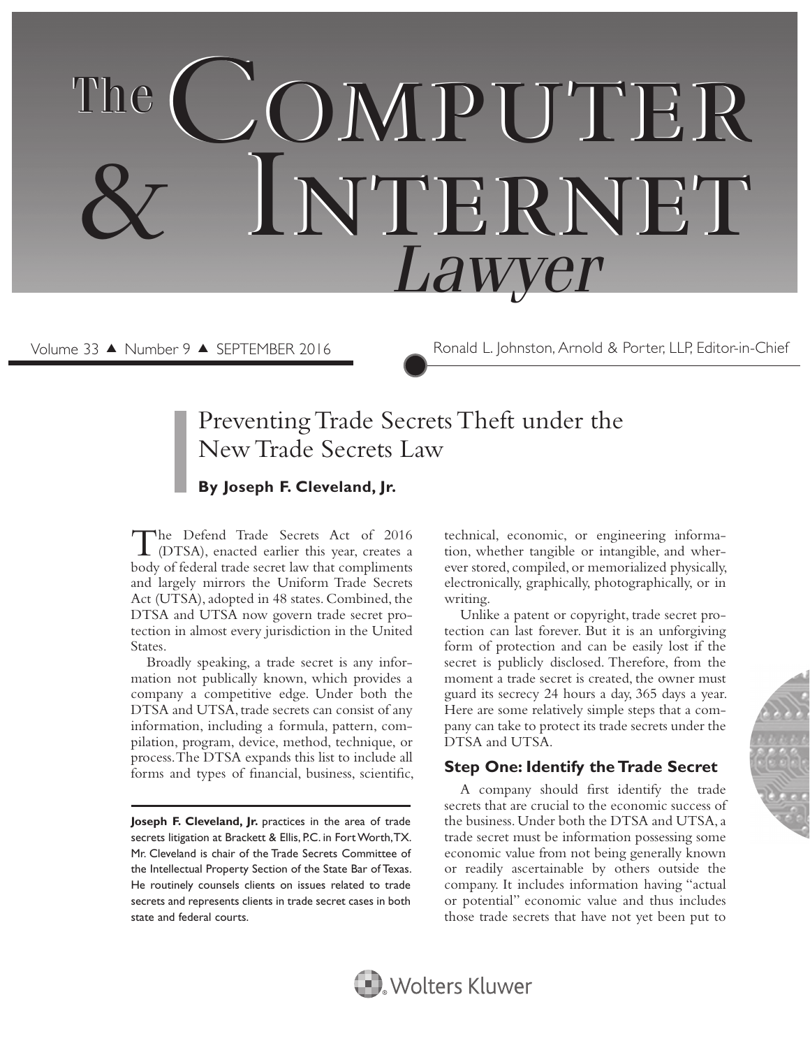# The Computer & Internet Lawyer

Volume 33 ▲ Number 9 ▲ SEPTEMBER 2016

Ronald L. Johnston, Arnold & Porter, LLP, Editor-in-Chief

## Preventing Trade Secrets Theft under the New Trade Secrets Law

**By Joseph F. Cleveland, Jr.**

The Defend Trade Secrets Act of 2016 (DTSA), enacted earlier this year, creates a body of federal trade secret law that compliments and largely mirrors the Uniform Trade Secrets Act (UTSA), adopted in 48 states. Combined, the DTSA and UTSA now govern trade secret protection in almost every jurisdiction in the United States.

Broadly speaking, a trade secret is any information not publically known, which provides a company a competitive edge. Under both the DTSA and UTSA, trade secrets can consist of any information, including a formula, pattern, compilation, program, device, method, technique, or process. The DTSA expands this list to include all forms and types of financial, business, scientific, technical, economic, or engineering information, whether tangible or intangible, and wherever stored, compiled, or memorialized physically, electronically, graphically, photographically, or in writing.

Unlike a patent or copyright, trade secret protection can last forever. But it is an unforgiving form of protection and can be easily lost if the secret is publicly disclosed. Therefore, from the moment a trade secret is created, the owner must guard its secrecy 24 hours a day, 365 days a year. Here are some relatively simple steps that a company can take to protect its trade secrets under the DTSA and UTSA.

### Step One: Identify the Trade Secret

A company should first identify the trade secrets that are crucial to the economic success of the business. Under both the DTSA and UTSA, a trade secret must be information possessing some economic value from not being generally known or readily ascertainable by others outside the company. It includes information having "actual or potential" economic value and thus includes those trade secrets that have not yet been put to

---

**Joseph F. Cleveland, Jr.** practices in the area of trade secrets litigation at Brackett & Ellis, P.C. in Fort Worth, TX. Mr. Cleveland is chair of the Trade Secrets Committee of the Intellectual Property Section of the State Bar of Texas. He routinely counsels clients on issues related to trade secrets and represents clients in trade secret cases in both state and federal courts.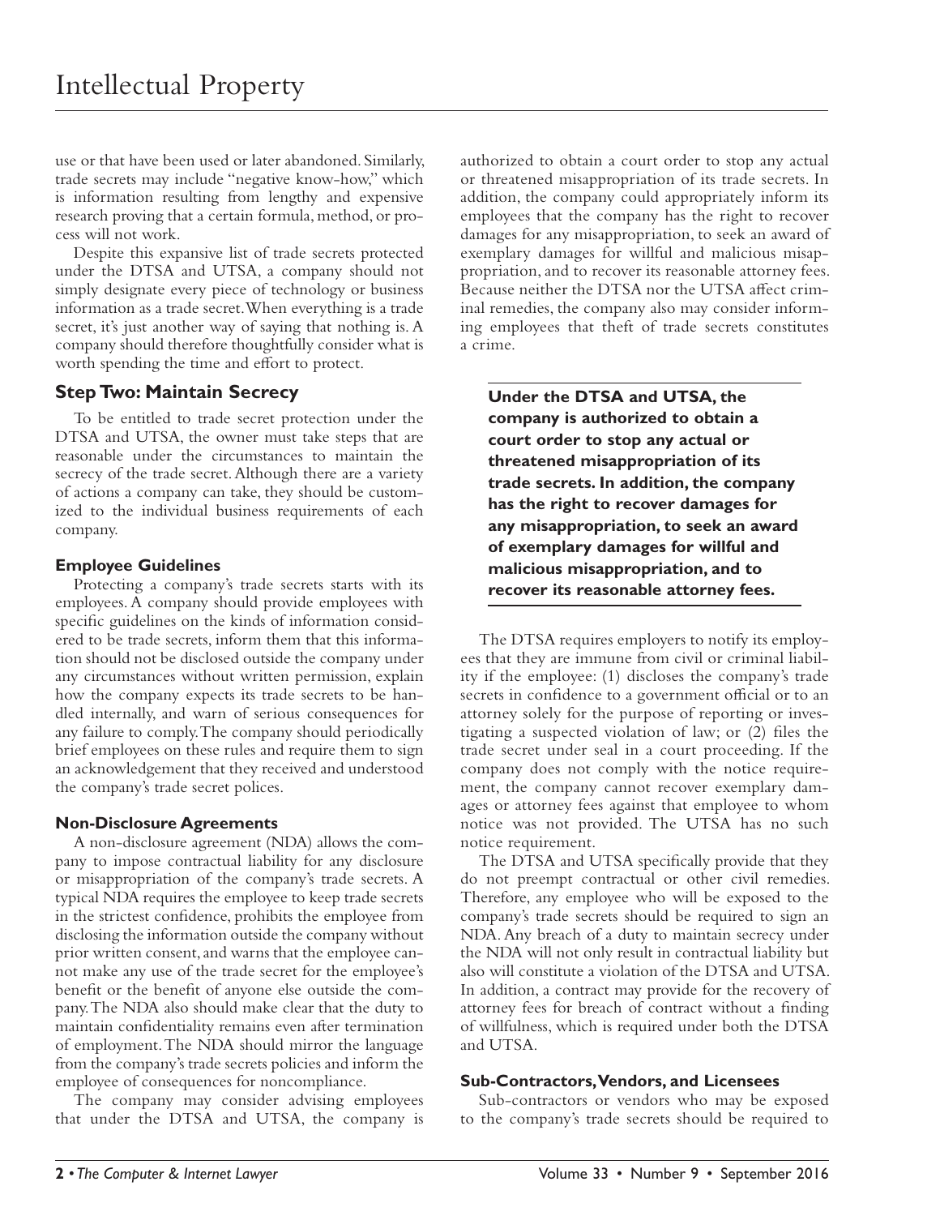use or that have been used or later abandoned. Similarly, trade secrets may include "negative know-how," which is information resulting from lengthy and expensive research proving that a certain formula, method, or process will not work.

Despite this expansive list of trade secrets protected under the DTSA and UTSA, a company should not simply designate every piece of technology or business information as a trade secret. When everything is a trade secret, it's just another way of saying that nothing is. A company should therefore thoughtfully consider what is worth spending the time and effort to protect.

## Step Two: Maintain Secrecy

To be entitled to trade secret protection under the DTSA and UTSA, the owner must take steps that are reasonable under the circumstances to maintain the secrecy of the trade secret. Although there are a variety of actions a company can take, they should be customized to the individual business requirements of each company.

### Employee Guidelines

Protecting a company's trade secrets starts with its employees. A company should provide employees with specific guidelines on the kinds of information considered to be trade secrets, inform them that this information should not be disclosed outside the company under any circumstances without written permission, explain how the company expects its trade secrets to be handled internally, and warn of serious consequences for any failure to comply. The company should periodically brief employees on these rules and require them to sign an acknowledgement that they received and understood the company's trade secret polices.

### Non-Disclosure Agreements

A non-disclosure agreement (NDA) allows the company to impose contractual liability for any disclosure or misappropriation of the company's trade secrets. A typical NDA requires the employee to keep trade secrets in the strictest confidence, prohibits the employee from disclosing the information outside the company without prior written consent, and warns that the employee cannot make any use of the trade secret for the employee's benefit or the benefit of anyone else outside the company. The NDA also should make clear that the duty to maintain confidentiality remains even after termination of employment. The NDA should mirror the language from the company's trade secrets policies and inform the employee of consequences for noncompliance.

The company may consider advising employees that under the DTSA and UTSA, the company is authorized to obtain a court order to stop any actual or threatened misappropriation of its trade secrets. In addition, the company could appropriately inform its employees that the company has the right to recover damages for any misappropriation, to seek an award of exemplary damages for willful and malicious misappropriation, and to recover its reasonable attorney fees. Because neither the DTSA nor the UTSA affect criminal remedies, the company also may consider informing employees that theft of trade secrets constitutes a crime.

> **Under the DTSA and UTSA, the company is authorized to obtain a court order to stop any actual or threatened misappropriation of its trade secrets. In addition, the company has the right to recover damages for any misappropriation, to seek an award of exemplary damages for willful and malicious misappropriation, and to recover its reasonable attorney fees.**

The DTSA requires employers to notify its employees that they are immune from civil or criminal liability if the employee: (1) discloses the company's trade secrets in confidence to a government official or to an attorney solely for the purpose of reporting or investigating a suspected violation of law; or (2) files the trade secret under seal in a court proceeding. If the company does not comply with the notice requirement, the company cannot recover exemplary damages or attorney fees against that employee to whom notice was not provided. The UTSA has no such notice requirement.

The DTSA and UTSA specifically provide that they do not preempt contractual or other civil remedies. Therefore, any employee who will be exposed to the company's trade secrets should be required to sign an NDA. Any breach of a duty to maintain secrecy under the NDA will not only result in contractual liability but also will constitute a violation of the DTSA and UTSA. In addition, a contract may provide for the recovery of attorney fees for breach of contract without a finding of willfulness, which is required under both the DTSA and UTSA.

### Sub-Contractors, Vendors, and Licensees

Sub-contractors or vendors who may be exposed to the company's trade secrets should be required to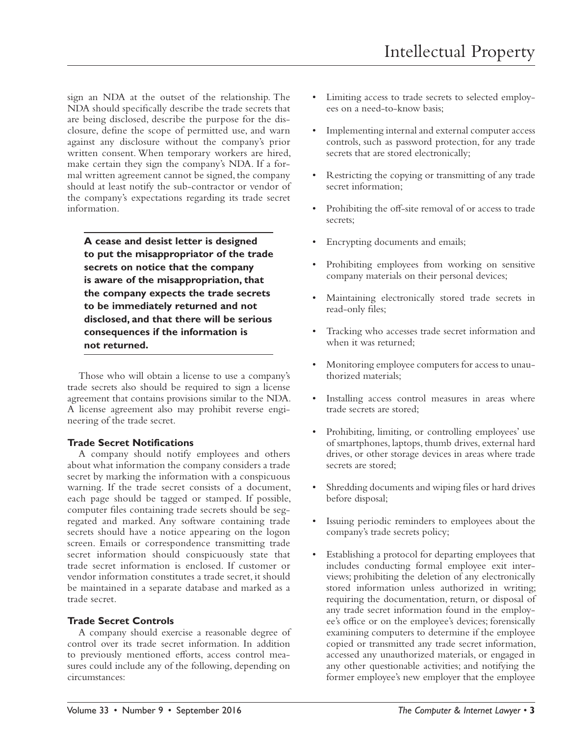sign an NDA at the outset of the relationship. The NDA should specifically describe the trade secrets that are being disclosed, describe the purpose for the disclosure, define the scope of permitted use, and warn against any disclosure without the company's prior written consent. When temporary workers are hired, make certain they sign the company's NDA. If a formal written agreement cannot be signed, the company should at least notify the sub-contractor or vendor of the company's expectations regarding its trade secret information.

**A cease and desist letter is designed to put the misappropriator of the trade secrets on notice that the company is aware of the misappropriation, that the company expects the trade secrets to be immediately returned and not disclosed, and that there will be serious consequences if the information is not returned.**

Those who will obtain a license to use a company's trade secrets also should be required to sign a license agreement that contains provisions similar to the NDA. A license agreement also may prohibit reverse engineering of the trade secret.

### Trade Secret Notifications

A company should notify employees and others about what information the company considers a trade secret by marking the information with a conspicuous warning. If the trade secret consists of a document, each page should be tagged or stamped. If possible, computer files containing trade secrets should be segregated and marked. Any software containing trade secrets should have a notice appearing on the logon screen. Emails or correspondence transmitting trade secret information should conspicuously state that trade secret information is enclosed. If customer or vendor information constitutes a trade secret, it should be maintained in a separate database and marked as a trade secret.

### Trade Secret Controls

A company should exercise a reasonable degree of control over its trade secret information. In addition to previously mentioned efforts, access control measures could include any of the following, depending on circumstances:

- Limiting access to trade secrets to selected employees on a need-to-know basis;
- Implementing internal and external computer access controls, such as password protection, for any trade secrets that are stored electronically;
- Restricting the copying or transmitting of any trade secret information;
- Prohibiting the off-site removal of or access to trade secrets;
- Encrypting documents and emails;
- Prohibiting employees from working on sensitive company materials on their personal devices;
- Maintaining electronically stored trade secrets in read-only files;
- Tracking who accesses trade secret information and when it was returned;
- Monitoring employee computers for access to unauthorized materials;
- Installing access control measures in areas where trade secrets are stored;
- Prohibiting, limiting, or controlling employees' use of smartphones, laptops, thumb drives, external hard drives, or other storage devices in areas where trade secrets are stored;
- Shredding documents and wiping files or hard drives before disposal;
- Issuing periodic reminders to employees about the company's trade secrets policy;
- Establishing a protocol for departing employees that includes conducting formal employee exit interviews; prohibiting the deletion of any electronically stored information unless authorized in writing; requiring the documentation, return, or disposal of any trade secret information found in the employee's office or on the employee's devices; forensically examining computers to determine if the employee copied or transmitted any trade secret information, accessed any unauthorized materials, or engaged in any other questionable activities; and notifying the former employee's new employer that the employee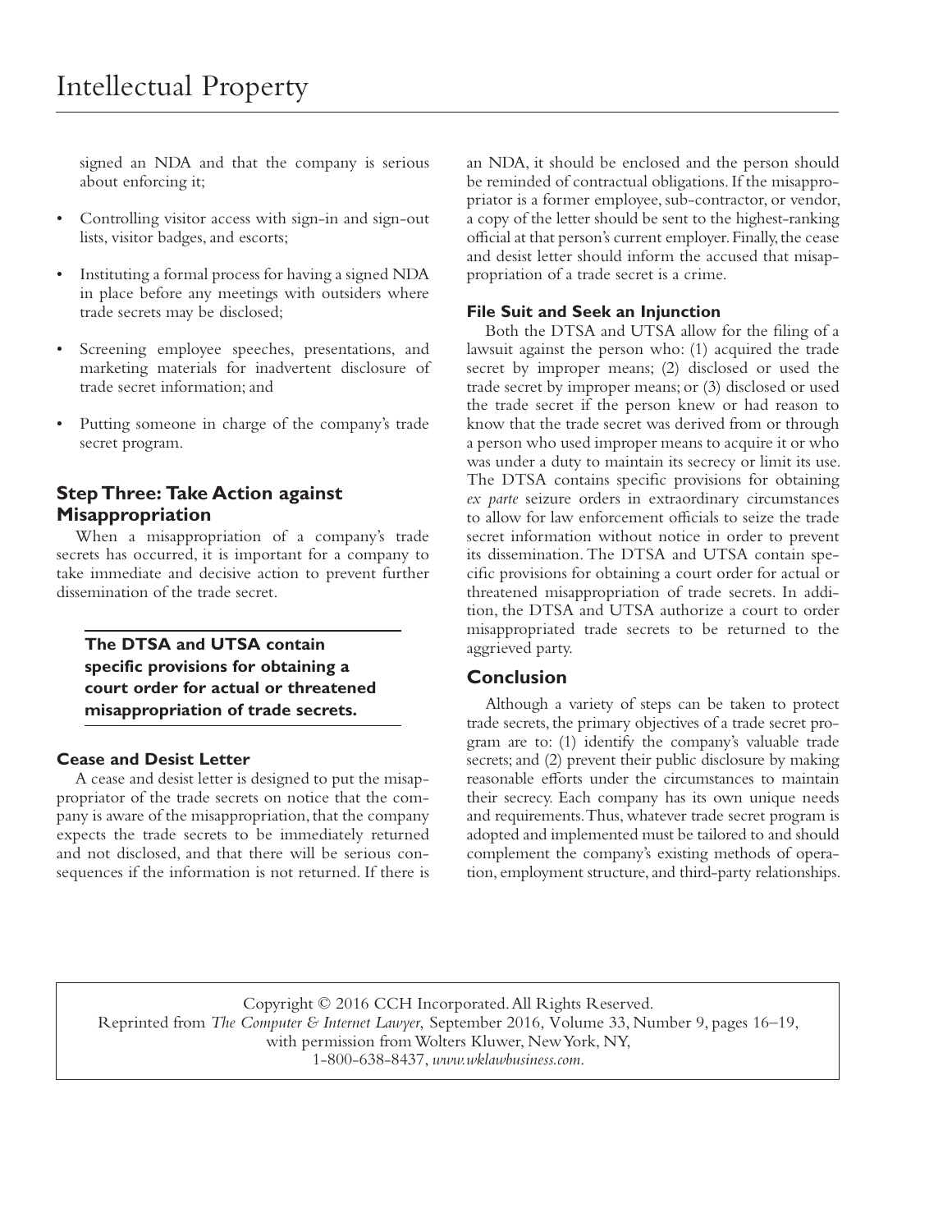signed an NDA and that the company is serious about enforcing it;

- Controlling visitor access with sign-in and sign-out lists, visitor badges, and escorts;
- Instituting a formal process for having a signed NDA in place before any meetings with outsiders where trade secrets may be disclosed;
- Screening employee speeches, presentations, and marketing materials for inadvertent disclosure of trade secret information; and
- Putting someone in charge of the company's trade secret program.

## Step Three: Take Action against Misappropriation

When a misappropriation of a company's trade secrets has occurred, it is important for a company to take immediate and decisive action to prevent further dissemination of the trade secret.

**The DTSA and UTSA contain specific provisions for obtaining a court order for actual or threatened misappropriation of trade secrets.**

### Cease and Desist Letter

A cease and desist letter is designed to put the misappropriator of the trade secrets on notice that the company is aware of the misappropriation, that the company expects the trade secrets to be immediately returned and not disclosed, and that there will be serious consequences if the information is not returned. If there is an NDA, it should be enclosed and the person should be reminded of contractual obligations. If the misappropriator is a former employee, sub-contractor, or vendor, a copy of the letter should be sent to the highest-ranking official at that person's current employer. Finally, the cease and desist letter should inform the accused that misappropriation of a trade secret is a crime.

### File Suit and Seek an Injunction

Both the DTSA and UTSA allow for the filing of a lawsuit against the person who: (1) acquired the trade secret by improper means; (2) disclosed or used the trade secret by improper means; or (3) disclosed or used the trade secret if the person knew or had reason to know that the trade secret was derived from or through a person who used improper means to acquire it or who was under a duty to maintain its secrecy or limit its use. The DTSA contains specific provisions for obtaining *ex parte* seizure orders in extraordinary circumstances to allow for law enforcement officials to seize the trade secret information without notice in order to prevent its dissemination. The DTSA and UTSA contain specific provisions for obtaining a court order for actual or threatened misappropriation of trade secrets. In addition, the DTSA and UTSA authorize a court to order misappropriated trade secrets to be returned to the aggrieved party.

## Conclusion

Although a variety of steps can be taken to protect trade secrets, the primary objectives of a trade secret program are to: (1) identify the company's valuable trade secrets; and (2) prevent their public disclosure by making reasonable efforts under the circumstances to maintain their secrecy. Each company has its own unique needs and requirements. Thus, whatever trade secret program is adopted and implemented must be tailored to and should complement the company's existing methods of operation, employment structure, and third-party relationships.

Copyright © 2016 CCH Incorporated. All Rights Reserved.
Reprinted from *The Computer & Internet Lawyer,* September 2016, Volume 33, Number 9, pages 16–19, with permission from Wolters Kluwer, New York, NY, 1-800-638-8437, *www.wklawbusiness.com*.